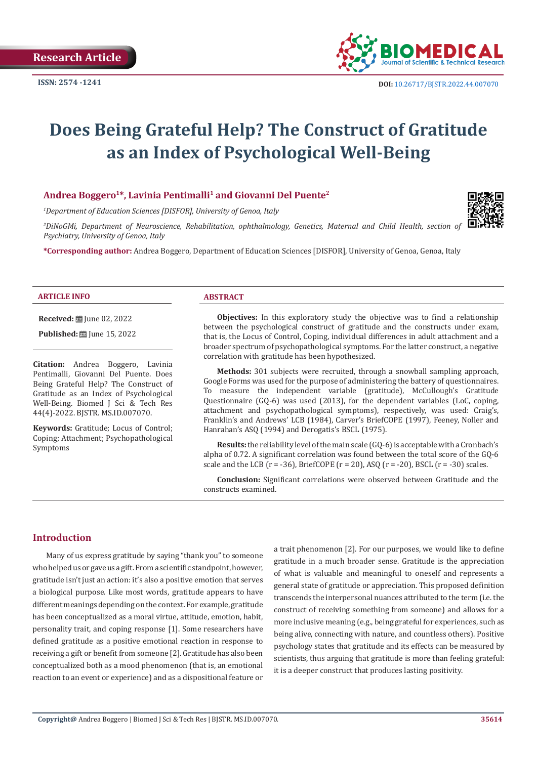Research Article

ISSN: 2574 -1241

DOI: 10.26717/BJSTR.2022.44.007070

# Does Being Grateful Help? The Construct of Gratitude as an Index of Psychological Well-Being

**Andrea Boggero[1]*, Lavinia Pentimalli[1] and Giovanni Del Puente[2]**

[1]*Department of Education Sciences [DISFOR], University of Genoa, Italy*

[2]*DiNoGMi, Department of Neuroscience, Rehabilitation, ophthalmology, Genetics, Maternal and Child Health, section of Psychiatry, University of Genoa, Italy*

***Corresponding author:** Andrea Boggero, Department of Education Sciences [DISFOR], University of Genoa, Genoa, Italy

## ARTICLE INFO

**Received:** June 02, 2022

**Published:** June 15, 2022

**Citation:** Andrea Boggero, Lavinia Pentimalli, Giovanni Del Puente. Does Being Grateful Help? The Construct of Gratitude as an Index of Psychological Well-Being. Biomed J Sci & Tech Res 44(4)-2022. BJSTR. MS.ID.007070.

**Keywords:** Gratitude; Locus of Control; Coping; Attachment; Psychopathological Symptoms

## ABSTRACT

**Objectives:** In this exploratory study the objective was to find a relationship between the psychological construct of gratitude and the constructs under exam, that is, the Locus of Control, Coping, individual differences in adult attachment and a broader spectrum of psychopathological symptoms. For the latter construct, a negative correlation with gratitude has been hypothesized.

**Methods:** 301 subjects were recruited, through a snowball sampling approach, Google Forms was used for the purpose of administering the battery of questionnaires. To measure the independent variable (gratitude), McCullough's Gratitude Questionnaire (GQ-6) was used (2013), for the dependent variables (LoC, coping, attachment and psychopathological symptoms), respectively, was used: Craig's, Franklin's and Andrews' LCB (1984), Carver's BriefCOPE (1997), Feeney, Noller and Hanrahan's ASQ (1994) and Derogatis's BSCL (1975).

**Results:** the reliability level of the main scale (GQ-6) is acceptable with a Cronbach's alpha of 0.72. A significant correlation was found between the total score of the GQ-6 scale and the LCB (r = -36), BriefCOPE (r = 20), ASQ (r = -20), BSCL (r = -30) scales.

**Conclusion:** Significant correlations were observed between Gratitude and the constructs examined.

## Introduction

Many of us express gratitude by saying "thank you" to someone who helped us or gave us a gift. From a scientific standpoint, however, gratitude isn't just an action: it's also a positive emotion that serves a biological purpose. Like most words, gratitude appears to have different meanings depending on the context. For example, gratitude has been conceptualized as a moral virtue, attitude, emotion, habit, personality trait, and coping response [1]. Some researchers have defined gratitude as a positive emotional reaction in response to receiving a gift or benefit from someone [2]. Gratitude has also been conceptualized both as a mood phenomenon (that is, an emotional reaction to an event or experience) and as a dispositional feature or a trait phenomenon [2]. For our purposes, we would like to define gratitude in a much broader sense. Gratitude is the appreciation of what is valuable and meaningful to oneself and represents a general state of gratitude or appreciation. This proposed definition transcends the interpersonal nuances attributed to the term (i.e. the construct of receiving something from someone) and allows for a more inclusive meaning (e.g., being grateful for experiences, such as being alive, connecting with nature, and countless others). Positive psychology states that gratitude and its effects can be measured by scientists, thus arguing that gratitude is more than feeling grateful: it is a deeper construct that produces lasting positivity.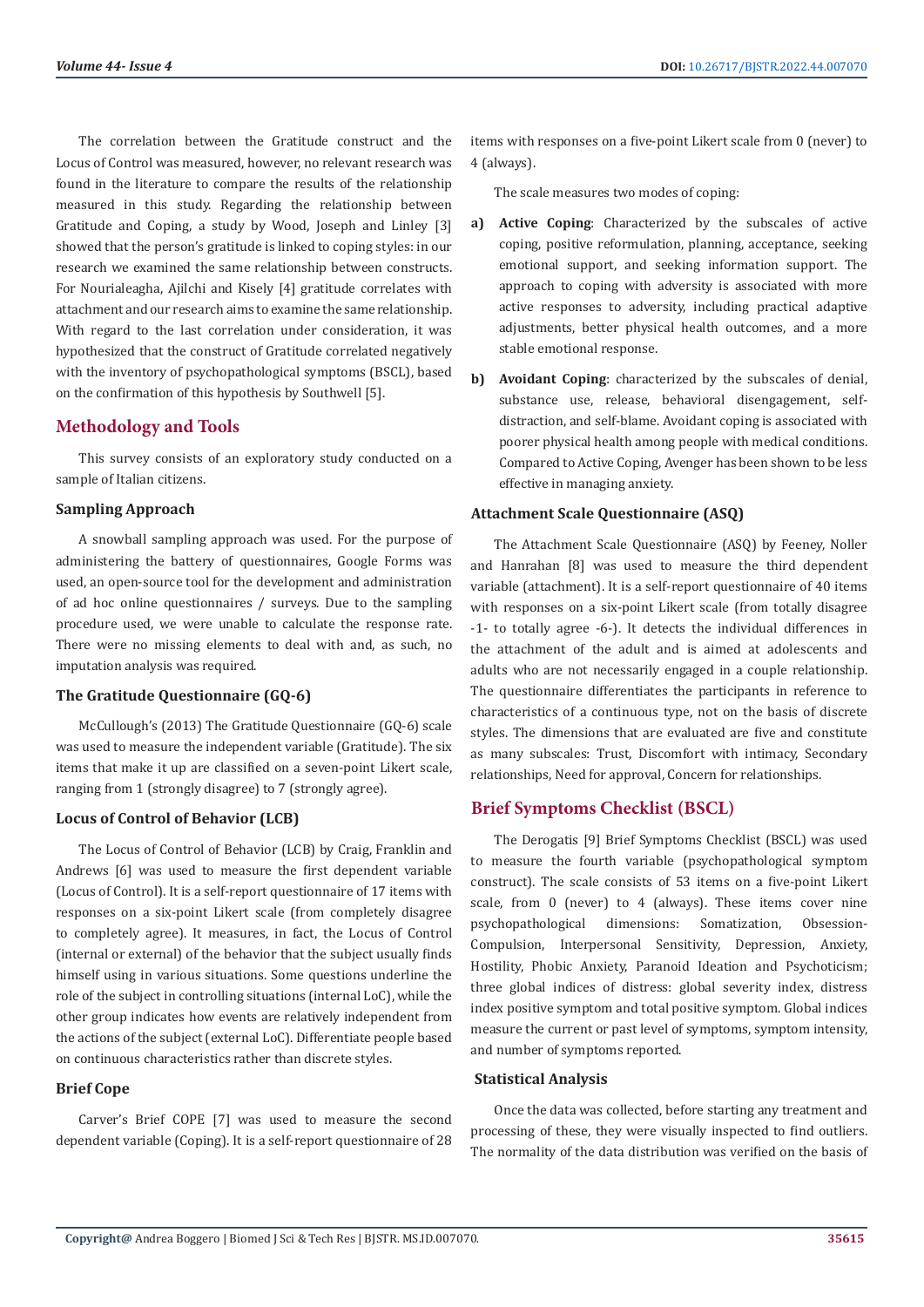The correlation between the Gratitude construct and the Locus of Control was measured, however, no relevant research was found in the literature to compare the results of the relationship measured in this study. Regarding the relationship between Gratitude and Coping, a study by Wood, Joseph and Linley [3] showed that the person's gratitude is linked to coping styles: in our research we examined the same relationship between constructs. For Nourialeagha, Ajilchi and Kisely [4] gratitude correlates with attachment and our research aims to examine the same relationship. With regard to the last correlation under consideration, it was hypothesized that the construct of Gratitude correlated negatively with the inventory of psychopathological symptoms (BSCL), based on the confirmation of this hypothesis by Southwell [5].

## Methodology and Tools

This survey consists of an exploratory study conducted on a sample of Italian citizens.

### Sampling Approach

A snowball sampling approach was used. For the purpose of administering the battery of questionnaires, Google Forms was used, an open-source tool for the development and administration of ad hoc online questionnaires / surveys. Due to the sampling procedure used, we were unable to calculate the response rate. There were no missing elements to deal with and, as such, no imputation analysis was required.

### The Gratitude Questionnaire (GQ-6)

McCullough's (2013) The Gratitude Questionnaire (GQ-6) scale was used to measure the independent variable (Gratitude). The six items that make it up are classified on a seven-point Likert scale, ranging from 1 (strongly disagree) to 7 (strongly agree).

### Locus of Control of Behavior (LCB)

The Locus of Control of Behavior (LCB) by Craig, Franklin and Andrews [6] was used to measure the first dependent variable (Locus of Control). It is a self-report questionnaire of 17 items with responses on a six-point Likert scale (from completely disagree to completely agree). It measures, in fact, the Locus of Control (internal or external) of the behavior that the subject usually finds himself using in various situations. Some questions underline the role of the subject in controlling situations (internal LoC), while the other group indicates how events are relatively independent from the actions of the subject (external LoC). Differentiate people based on continuous characteristics rather than discrete styles.

### Brief Cope

Carver's Brief COPE [7] was used to measure the second dependent variable (Coping). It is a self-report questionnaire of 28 items with responses on a five-point Likert scale from 0 (never) to 4 (always).

The scale measures two modes of coping:

a) **Active Coping**: Characterized by the subscales of active coping, positive reformulation, planning, acceptance, seeking emotional support, and seeking information support. The approach to coping with adversity is associated with more active responses to adversity, including practical adaptive adjustments, better physical health outcomes, and a more stable emotional response.

b) **Avoidant Coping**: characterized by the subscales of denial, substance use, release, behavioral disengagement, self-distraction, and self-blame. Avoidant coping is associated with poorer physical health among people with medical conditions. Compared to Active Coping, Avenger has been shown to be less effective in managing anxiety.

### Attachment Scale Questionnaire (ASQ)

The Attachment Scale Questionnaire (ASQ) by Feeney, Noller and Hanrahan [8] was used to measure the third dependent variable (attachment). It is a self-report questionnaire of 40 items with responses on a six-point Likert scale (from totally disagree -1- to totally agree -6-). It detects the individual differences in the attachment of the adult and is aimed at adolescents and adults who are not necessarily engaged in a couple relationship. The questionnaire differentiates the participants in reference to characteristics of a continuous type, not on the basis of discrete styles. The dimensions that are evaluated are five and constitute as many subscales: Trust, Discomfort with intimacy, Secondary relationships, Need for approval, Concern for relationships.

## Brief Symptoms Checklist (BSCL)

The Derogatis [9] Brief Symptoms Checklist (BSCL) was used to measure the fourth variable (psychopathological symptom construct). The scale consists of 53 items on a five-point Likert scale, from 0 (never) to 4 (always). These items cover nine psychopathological dimensions: Somatization, Obsession-Compulsion, Interpersonal Sensitivity, Depression, Anxiety, Hostility, Phobic Anxiety, Paranoid Ideation and Psychoticism; three global indices of distress: global severity index, distress index positive symptom and total positive symptom. Global indices measure the current or past level of symptoms, symptom intensity, and number of symptoms reported.

### Statistical Analysis

Once the data was collected, before starting any treatment and processing of these, they were visually inspected to find outliers. The normality of the data distribution was verified on the basis of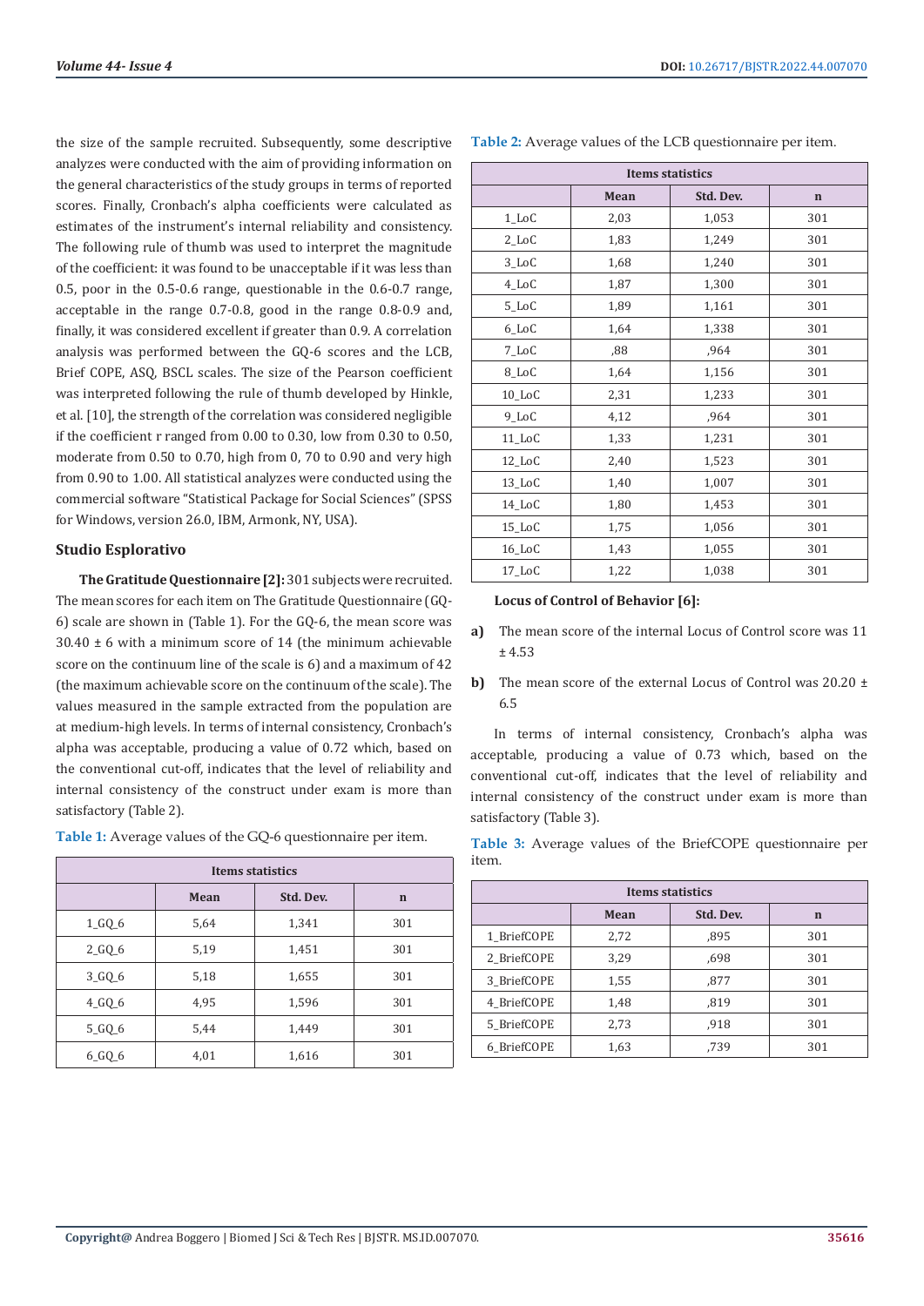the size of the sample recruited. Subsequently, some descriptive analyzes were conducted with the aim of providing information on the general characteristics of the study groups in terms of reported scores. Finally, Cronbach's alpha coefficients were calculated as estimates of the instrument's internal reliability and consistency. The following rule of thumb was used to interpret the magnitude of the coefficient: it was found to be unacceptable if it was less than 0.5, poor in the 0.5-0.6 range, questionable in the 0.6-0.7 range, acceptable in the range 0.7-0.8, good in the range 0.8-0.9 and, finally, it was considered excellent if greater than 0.9. A correlation analysis was performed between the GQ-6 scores and the LCB, Brief COPE, ASQ, BSCL scales. The size of the Pearson coefficient was interpreted following the rule of thumb developed by Hinkle, et al. [10], the strength of the correlation was considered negligible if the coefficient r ranged from 0.00 to 0.30, low from 0.30 to 0.50, moderate from 0.50 to 0.70, high from 0, 70 to 0.90 and very high from 0.90 to 1.00. All statistical analyzes were conducted using the commercial software "Statistical Package for Social Sciences" (SPSS for Windows, version 26.0, IBM, Armonk, NY, USA).

### Studio Esplorativo

**The Gratitude Questionnaire [2]:** 301 subjects were recruited. The mean scores for each item on The Gratitude Questionnaire (GQ-6) scale are shown in (Table 1). For the GQ-6, the mean score was 30.40 ± 6 with a minimum score of 14 (the minimum achievable score on the continuum line of the scale is 6) and a maximum of 42 (the maximum achievable score on the continuum of the scale). The values measured in the sample extracted from the population are at medium-high levels. In terms of internal consistency, Cronbach's alpha was acceptable, producing a value of 0.72 which, based on the conventional cut-off, indicates that the level of reliability and internal consistency of the construct under exam is more than satisfactory (Table 2).

**Table 1:** Average values of the GQ-6 questionnaire per item.

| Items statistics | | | |
|---|---|---|---|
| | Mean | Std. Dev. | n |
| 1_GQ_6 | 5,64 | 1,341 | 301 |
| 2_GQ_6 | 5,19 | 1,451 | 301 |
| 3_GQ_6 | 5,18 | 1,655 | 301 |
| 4_GQ_6 | 4,95 | 1,596 | 301 |
| 5_GQ_6 | 5,44 | 1,449 | 301 |
| 6_GQ_6 | 4,01 | 1,616 | 301 |

**Table 2:** Average values of the LCB questionnaire per item.

| Items statistics | | | |
|---|---|---|---|
| | Mean | Std. Dev. | n |
| 1_LoC | 2,03 | 1,053 | 301 |
| 2_LoC | 1,83 | 1,249 | 301 |
| 3_LoC | 1,68 | 1,240 | 301 |
| 4_LoC | 1,87 | 1,300 | 301 |
| 5_LoC | 1,89 | 1,161 | 301 |
| 6_LoC | 1,64 | 1,338 | 301 |
| 7_LoC | ,88 | ,964 | 301 |
| 8_LoC | 1,64 | 1,156 | 301 |
| 10_LoC | 2,31 | 1,233 | 301 |
| 9_LoC | 4,12 | ,964 | 301 |
| 11_LoC | 1,33 | 1,231 | 301 |
| 12_LoC | 2,40 | 1,523 | 301 |
| 13_LoC | 1,40 | 1,007 | 301 |
| 14_LoC | 1,80 | 1,453 | 301 |
| 15_LoC | 1,75 | 1,056 | 301 |
| 16_LoC | 1,43 | 1,055 | 301 |
| 17_LoC | 1,22 | 1,038 | 301 |

**Locus of Control of Behavior [6]:**

a) The mean score of the internal Locus of Control score was 11 ± 4.53

b) The mean score of the external Locus of Control was 20.20 ± 6.5

In terms of internal consistency, Cronbach's alpha was acceptable, producing a value of 0.73 which, based on the conventional cut-off, indicates that the level of reliability and internal consistency of the construct under exam is more than satisfactory (Table 3).

**Table 3:** Average values of the BriefCOPE questionnaire per item.

| Items statistics | | | |
|---|---|---|---|
| | Mean | Std. Dev. | n |
| 1_BriefCOPE | 2,72 | ,895 | 301 |
| 2_BriefCOPE | 3,29 | ,698 | 301 |
| 3_BriefCOPE | 1,55 | ,877 | 301 |
| 4_BriefCOPE | 1,48 | ,819 | 301 |
| 5_BriefCOPE | 2,73 | ,918 | 301 |
| 6_BriefCOPE | 1,63 | ,739 | 301 |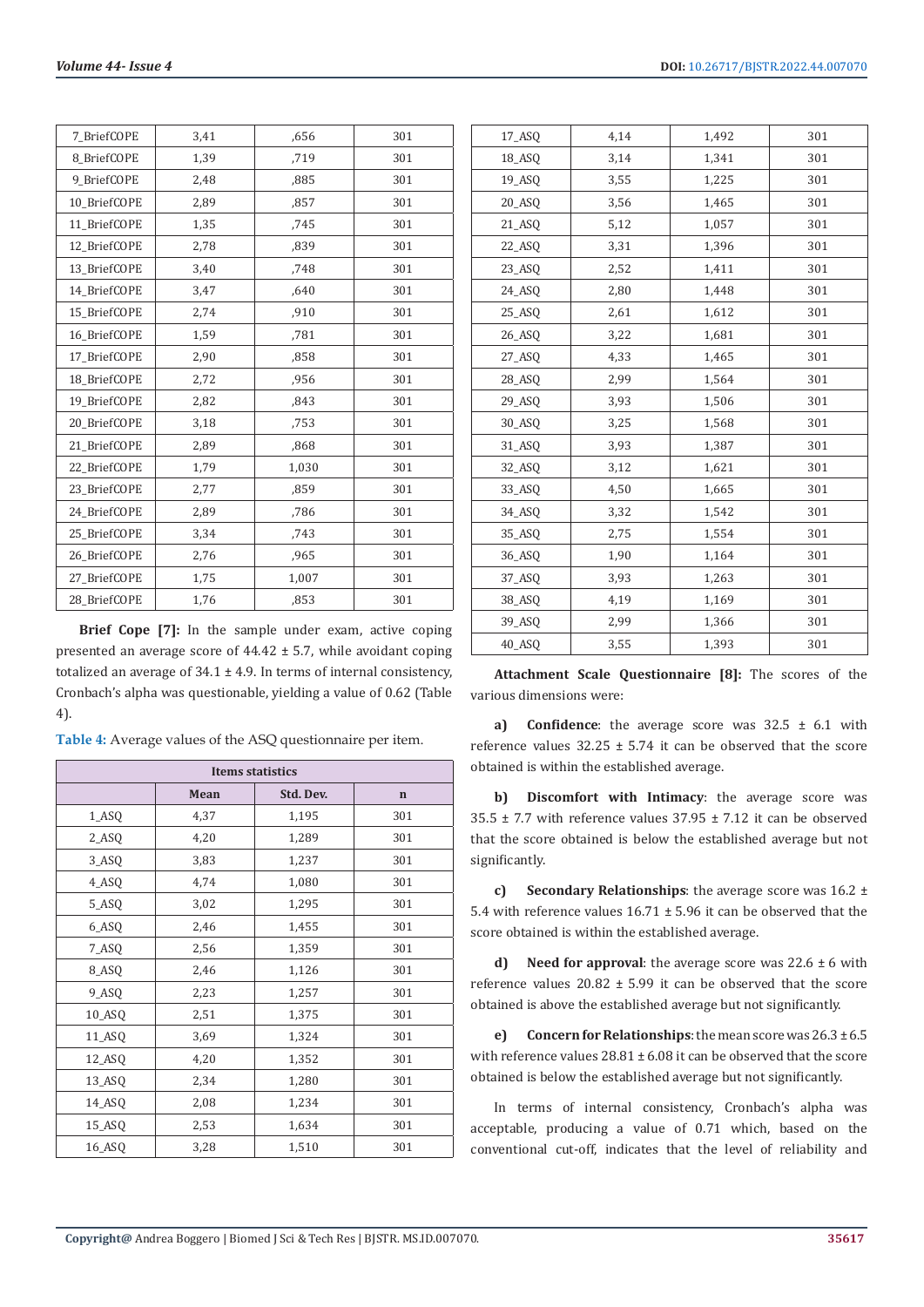| 7_BriefCOPE | 3,41 | ,656 | 301 |
|---|---|---|---|
| 8_BriefCOPE | 1,39 | ,719 | 301 |
| 9_BriefCOPE | 2,48 | ,885 | 301 |
| 10_BriefCOPE | 2,89 | ,857 | 301 |
| 11_BriefCOPE | 1,35 | ,745 | 301 |
| 12_BriefCOPE | 2,78 | ,839 | 301 |
| 13_BriefCOPE | 3,40 | ,748 | 301 |
| 14_BriefCOPE | 3,47 | ,640 | 301 |
| 15_BriefCOPE | 2,74 | ,910 | 301 |
| 16_BriefCOPE | 1,59 | ,781 | 301 |
| 17_BriefCOPE | 2,90 | ,858 | 301 |
| 18_BriefCOPE | 2,72 | ,956 | 301 |
| 19_BriefCOPE | 2,82 | ,843 | 301 |
| 20_BriefCOPE | 3,18 | ,753 | 301 |
| 21_BriefCOPE | 2,89 | ,868 | 301 |
| 22_BriefCOPE | 1,79 | 1,030 | 301 |
| 23_BriefCOPE | 2,77 | ,859 | 301 |
| 24_BriefCOPE | 2,89 | ,786 | 301 |
| 25_BriefCOPE | 3,34 | ,743 | 301 |
| 26_BriefCOPE | 2,76 | ,965 | 301 |
| 27_BriefCOPE | 1,75 | 1,007 | 301 |
| 28_BriefCOPE | 1,76 | ,853 | 301 |

**Brief Cope [7]:** In the sample under exam, active coping presented an average score of 44.42 ± 5.7, while avoidant coping totalized an average of 34.1 ± 4.9. In terms of internal consistency, Cronbach's alpha was questionable, yielding a value of 0.62 (Table 4).

**Table 4:** Average values of the ASQ questionnaire per item.

| Items statistics | | | |
|---|---|---|---|
| | Mean | Std. Dev. | n |
| 1_ASQ | 4,37 | 1,195 | 301 |
| 2_ASQ | 4,20 | 1,289 | 301 |
| 3_ASQ | 3,83 | 1,237 | 301 |
| 4_ASQ | 4,74 | 1,080 | 301 |
| 5_ASQ | 3,02 | 1,295 | 301 |
| 6_ASQ | 2,46 | 1,455 | 301 |
| 7_ASQ | 2,56 | 1,359 | 301 |
| 8_ASQ | 2,46 | 1,126 | 301 |
| 9_ASQ | 2,23 | 1,257 | 301 |
| 10_ASQ | 2,51 | 1,375 | 301 |
| 11_ASQ | 3,69 | 1,324 | 301 |
| 12_ASQ | 4,20 | 1,352 | 301 |
| 13_ASQ | 2,34 | 1,280 | 301 |
| 14_ASQ | 2,08 | 1,234 | 301 |
| 15_ASQ | 2,53 | 1,634 | 301 |
| 16_ASQ | 3,28 | 1,510 | 301 |
| 17_ASQ | 4,14 | 1,492 | 301 |
| 18_ASQ | 3,14 | 1,341 | 301 |
| 19_ASQ | 3,55 | 1,225 | 301 |
| 20_ASQ | 3,56 | 1,465 | 301 |
| 21_ASQ | 5,12 | 1,057 | 301 |
| 22_ASQ | 3,31 | 1,396 | 301 |
| 23_ASQ | 2,52 | 1,411 | 301 |
| 24_ASQ | 2,80 | 1,448 | 301 |
| 25_ASQ | 2,61 | 1,612 | 301 |
| 26_ASQ | 3,22 | 1,681 | 301 |
| 27_ASQ | 4,33 | 1,465 | 301 |
| 28_ASQ | 2,99 | 1,564 | 301 |
| 29_ASQ | 3,93 | 1,506 | 301 |
| 30_ASQ | 3,25 | 1,568 | 301 |
| 31_ASQ | 3,93 | 1,387 | 301 |
| 32_ASQ | 3,12 | 1,621 | 301 |
| 33_ASQ | 4,50 | 1,665 | 301 |
| 34_ASQ | 3,32 | 1,542 | 301 |
| 35_ASQ | 2,75 | 1,554 | 301 |
| 36_ASQ | 1,90 | 1,164 | 301 |
| 37_ASQ | 3,93 | 1,263 | 301 |
| 38_ASQ | 4,19 | 1,169 | 301 |
| 39_ASQ | 2,99 | 1,366 | 301 |
| 40_ASQ | 3,55 | 1,393 | 301 |

**Attachment Scale Questionnaire [8]:** The scores of the various dimensions were:

a) **Confidence**: the average score was 32.5 ± 6.1 with reference values 32.25 ± 5.74 it can be observed that the score obtained is within the established average.

b) **Discomfort with Intimacy**: the average score was 35.5 ± 7.7 with reference values 37.95 ± 7.12 it can be observed that the score obtained is below the established average but not significantly.

c) **Secondary Relationships**: the average score was 16.2 ± 5.4 with reference values 16.71 ± 5.96 it can be observed that the score obtained is within the established average.

d) **Need for approval**: the average score was 22.6 ± 6 with reference values 20.82 ± 5.99 it can be observed that the score obtained is above the established average but not significantly.

e) **Concern for Relationships**: the mean score was 26.3 ± 6.5 with reference values 28.81 ± 6.08 it can be observed that the score obtained is below the established average but not significantly.

In terms of internal consistency, Cronbach's alpha was acceptable, producing a value of 0.71 which, based on the conventional cut-off, indicates that the level of reliability and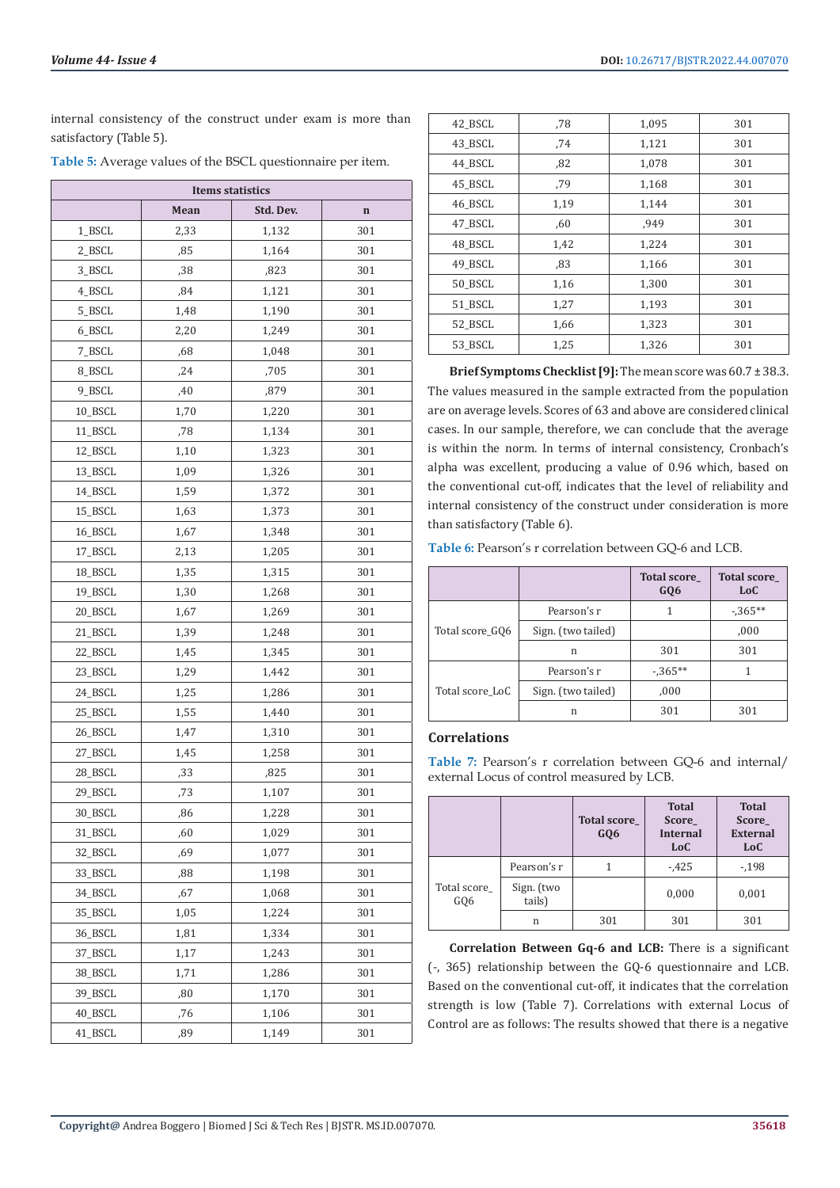internal consistency of the construct under exam is more than satisfactory (Table 5).

Table 5: Average values of the BSCL questionnaire per item.

| Items statistics | | | |
|---|---|---|---|
| | Mean | Std. Dev. | n |
| 1_BSCL | 2,33 | 1,132 | 301 |
| 2_BSCL | ,85 | 1,164 | 301 |
| 3_BSCL | ,38 | ,823 | 301 |
| 4_BSCL | ,84 | 1,121 | 301 |
| 5_BSCL | 1,48 | 1,190 | 301 |
| 6_BSCL | 2,20 | 1,249 | 301 |
| 7_BSCL | ,68 | 1,048 | 301 |
| 8_BSCL | ,24 | ,705 | 301 |
| 9_BSCL | ,40 | ,879 | 301 |
| 10_BSCL | 1,70 | 1,220 | 301 |
| 11_BSCL | ,78 | 1,134 | 301 |
| 12_BSCL | 1,10 | 1,323 | 301 |
| 13_BSCL | 1,09 | 1,326 | 301 |
| 14_BSCL | 1,59 | 1,372 | 301 |
| 15_BSCL | 1,63 | 1,373 | 301 |
| 16_BSCL | 1,67 | 1,348 | 301 |
| 17_BSCL | 2,13 | 1,205 | 301 |
| 18_BSCL | 1,35 | 1,315 | 301 |
| 19_BSCL | 1,30 | 1,268 | 301 |
| 20_BSCL | 1,67 | 1,269 | 301 |
| 21_BSCL | 1,39 | 1,248 | 301 |
| 22_BSCL | 1,45 | 1,345 | 301 |
| 23_BSCL | 1,29 | 1,442 | 301 |
| 24_BSCL | 1,25 | 1,286 | 301 |
| 25_BSCL | 1,55 | 1,440 | 301 |
| 26_BSCL | 1,47 | 1,310 | 301 |
| 27_BSCL | 1,45 | 1,258 | 301 |
| 28_BSCL | ,33 | ,825 | 301 |
| 29_BSCL | ,73 | 1,107 | 301 |
| 30_BSCL | ,86 | 1,228 | 301 |
| 31_BSCL | ,60 | 1,029 | 301 |
| 32_BSCL | ,69 | 1,077 | 301 |
| 33_BSCL | ,88 | 1,198 | 301 |
| 34_BSCL | ,67 | 1,068 | 301 |
| 35_BSCL | 1,05 | 1,224 | 301 |
| 36_BSCL | 1,81 | 1,334 | 301 |
| 37_BSCL | 1,17 | 1,243 | 301 |
| 38_BSCL | 1,71 | 1,286 | 301 |
| 39_BSCL | ,80 | 1,170 | 301 |
| 40_BSCL | ,76 | 1,106 | 301 |
| 41_BSCL | ,89 | 1,149 | 301 |
| 42_BSCL | ,78 | 1,095 | 301 |
| 43_BSCL | ,74 | 1,121 | 301 |
| 44_BSCL | ,82 | 1,078 | 301 |
| 45_BSCL | ,79 | 1,168 | 301 |
| 46_BSCL | 1,19 | 1,144 | 301 |
| 47_BSCL | ,60 | ,949 | 301 |
| 48_BSCL | 1,42 | 1,224 | 301 |
| 49_BSCL | ,83 | 1,166 | 301 |
| 50_BSCL | 1,16 | 1,300 | 301 |
| 51_BSCL | 1,27 | 1,193 | 301 |
| 52_BSCL | 1,66 | 1,323 | 301 |
| 53_BSCL | 1,25 | 1,326 | 301 |

**Brief Symptoms Checklist [9]:** The mean score was 60.7 ± 38.3. The values measured in the sample extracted from the population are on average levels. Scores of 63 and above are considered clinical cases. In our sample, therefore, we can conclude that the average is within the norm. In terms of internal consistency, Cronbach's alpha was excellent, producing a value of 0.96 which, based on the conventional cut-off, indicates that the level of reliability and internal consistency of the construct under consideration is more than satisfactory (Table 6).

Table 6: Pearson's r correlation between GQ-6 and LCB.

| | | Total score_ GQ6 | Total score_ LoC |
|---|---|---|---|
| Total score_GQ6 | Pearson's r | 1 | -,365** |
| | Sign. (two tailed) | | ,000 |
| | n | 301 | 301 |
| Total score_LoC | Pearson's r | -,365** | 1 |
| | Sign. (two tailed) | ,000 | |
| | n | 301 | 301 |

## Correlations

Table 7: Pearson's r correlation between GQ-6 and internal/ external Locus of control measured by LCB.

| | | Total score_ GQ6 | Total Score_ Internal LoC | Total Score_ External LoC |
|---|---|---|---|---|
| Total score_ GQ6 | Pearson's r | 1 | -,425 | -,198 |
| | Sign. (two tails) | | 0,000 | 0,001 |
| | n | 301 | 301 | 301 |

**Correlation Between Gq-6 and LCB:** There is a significant (-, 365) relationship between the GQ-6 questionnaire and LCB. Based on the conventional cut-off, it indicates that the correlation strength is low (Table 7). Correlations with external Locus of Control are as follows: The results showed that there is a negative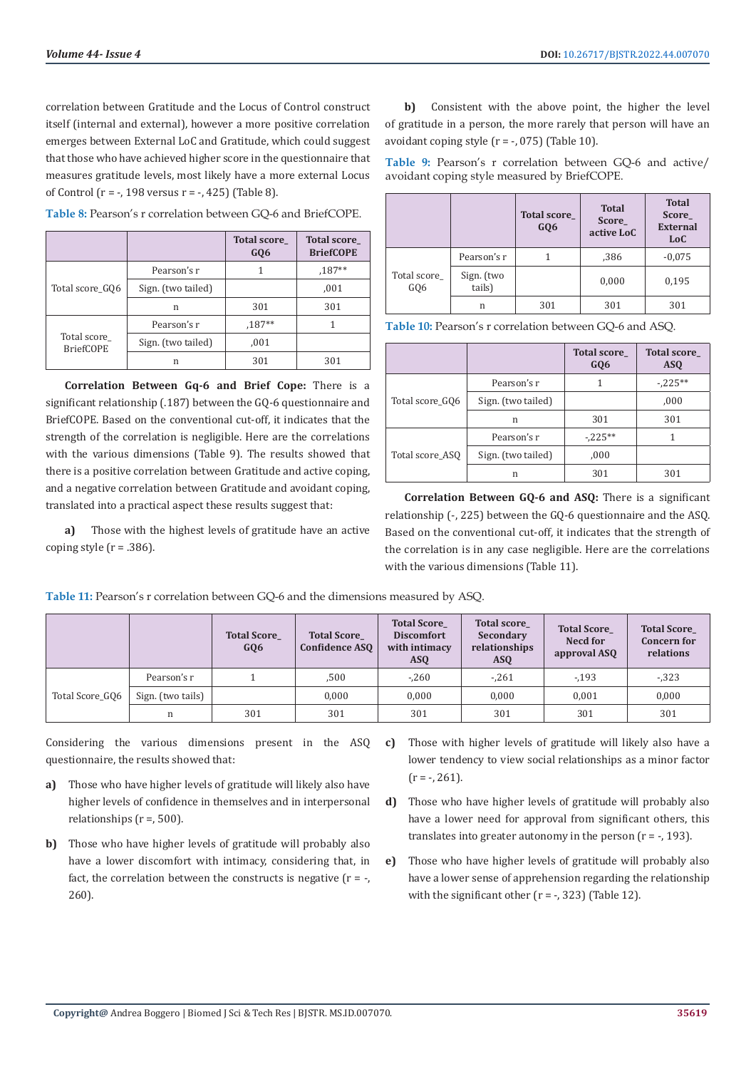correlation between Gratitude and the Locus of Control construct itself (internal and external), however a more positive correlation emerges between External LoC and Gratitude, which could suggest that those who have achieved higher score in the questionnaire that measures gratitude levels, most likely have a more external Locus of Control (r = -, 198 versus r = -, 425) (Table 8).

**Table 8:** Pearson's r correlation between GQ-6 and BriefCOPE.

| | | Total score_ GQ6 | Total score_ BriefCOPE |
|---|---|---|---|
| Total score_GQ6 | Pearson's r | 1 | ,187** |
| | Sign. (two tailed) | | ,001 |
| | n | 301 | 301 |
| Total score_ BriefCOPE | Pearson's r | ,187** | 1 |
| | Sign. (two tailed) | ,001 | |
| | n | 301 | 301 |

**Correlation Between Gq-6 and Brief Cope:** There is a significant relationship (.187) between the GQ-6 questionnaire and BriefCOPE. Based on the conventional cut-off, it indicates that the strength of the correlation is negligible. Here are the correlations with the various dimensions (Table 9). The results showed that there is a positive correlation between Gratitude and active coping, and a negative correlation between Gratitude and avoidant coping, translated into a practical aspect these results suggest that:

**a)** Those with the highest levels of gratitude have an active coping style (r = .386).

**b)** Consistent with the above point, the higher the level of gratitude in a person, the more rarely that person will have an avoidant coping style (r = -, 075) (Table 10).

**Table 9:** Pearson's r correlation between GQ-6 and active/ avoidant coping style measured by BriefCOPE.

| | | Total score_ GQ6 | Total Score_ active LoC | Total Score_ External LoC |
|---|---|---|---|---|
| Total score_ GQ6 | Pearson's r | 1 | ,386 | -0,075 |
| | Sign. (two tails) | | 0,000 | 0,195 |
| | n | 301 | 301 | 301 |

**Table 10:** Pearson's r correlation between GQ-6 and ASQ.

| | | Total score_ GQ6 | Total score_ ASQ |
|---|---|---|---|
| Total score_GQ6 | Pearson's r | 1 | -,225** |
| | Sign. (two tailed) | | ,000 |
| | n | 301 | 301 |
| Total score_ASQ | Pearson's r | -,225** | 1 |
| | Sign. (two tailed) | ,000 | |
| | n | 301 | 301 |

**Correlation Between GQ-6 and ASQ:** There is a significant relationship (-, 225) between the GQ-6 questionnaire and the ASQ. Based on the conventional cut-off, it indicates that the strength of the correlation is in any case negligible. Here are the correlations with the various dimensions (Table 11).

**Table 11:** Pearson's r correlation between GQ-6 and the dimensions measured by ASQ.

| | | Total Score_ GQ6 | Total Score_ Confidence ASQ | Total Score_ Discomfort with intimacy ASQ | Total score_ Secondary relationships ASQ | Total Score_ Need for approval ASQ | Total Score_ Concern for relations |
|---|---|---|---|---|---|---|---|
| Total Score_GQ6 | Pearson's r | 1 | ,500 | -,260 | -,261 | -,193 | -,323 |
| | Sign. (two tails) | | 0,000 | 0,000 | 0,000 | 0,001 | 0,000 |
| | n | 301 | 301 | 301 | 301 | 301 | 301 |

Considering the various dimensions present in the ASQ questionnaire, the results showed that:

**a)** Those who have higher levels of gratitude will likely also have higher levels of confidence in themselves and in interpersonal relationships (r =, 500).

**b)** Those who have higher levels of gratitude will probably also have a lower discomfort with intimacy, considering that, in fact, the correlation between the constructs is negative (r = -, 260).

**c)** Those with higher levels of gratitude will likely also have a lower tendency to view social relationships as a minor factor (r = -, 261).

**d)** Those who have higher levels of gratitude will probably also have a lower need for approval from significant others, this translates into greater autonomy in the person (r = -, 193).

**e)** Those who have higher levels of gratitude will probably also have a lower sense of apprehension regarding the relationship with the significant other (r = -, 323) (Table 12).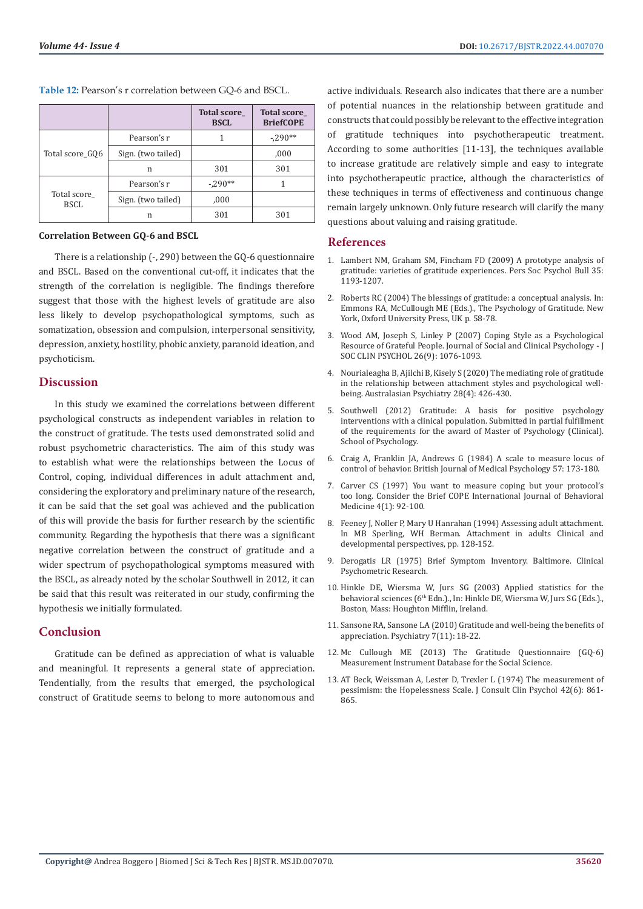**Table 12:** Pearson's r correlation between GQ-6 and BSCL.

| | | Total score_ BSCL | Total score_ BriefCOPE |
|---|---|---|---|
| Total score_GQ6 | Pearson's r | 1 | -,290** |
| | Sign. (two tailed) | | ,000 |
| | n | 301 | 301 |
| Total score_ BSCL | Pearson's r | -,290** | 1 |
| | Sign. (two tailed) | ,000 | |
| | n | 301 | 301 |

**Correlation Between GQ-6 and BSCL**

There is a relationship (-, 290) between the GQ-6 questionnaire and BSCL. Based on the conventional cut-off, it indicates that the strength of the correlation is negligible. The findings therefore suggest that those with the highest levels of gratitude are also less likely to develop psychopathological symptoms, such as somatization, obsession and compulsion, interpersonal sensitivity, depression, anxiety, hostility, phobic anxiety, paranoid ideation, and psychoticism.

## Discussion

In this study we examined the correlations between different psychological constructs as independent variables in relation to the construct of gratitude. The tests used demonstrated solid and robust psychometric characteristics. The aim of this study was to establish what were the relationships between the Locus of Control, coping, individual differences in adult attachment and, considering the exploratory and preliminary nature of the research, it can be said that the set goal was achieved and the publication of this will provide the basis for further research by the scientific community. Regarding the hypothesis that there was a significant negative correlation between the construct of gratitude and a wider spectrum of psychopathological symptoms measured with the BSCL, as already noted by the scholar Southwell in 2012, it can be said that this result was reiterated in our study, confirming the hypothesis we initially formulated.

## Conclusion

Gratitude can be defined as appreciation of what is valuable and meaningful. It represents a general state of appreciation. Tendentially, from the results that emerged, the psychological construct of Gratitude seems to belong to more autonomous and active individuals. Research also indicates that there are a number of potential nuances in the relationship between gratitude and constructs that could possibly be relevant to the effective integration of gratitude techniques into psychotherapeutic treatment. According to some authorities [11-13], the techniques available to increase gratitude are relatively simple and easy to integrate into psychotherapeutic practice, although the characteristics of these techniques in terms of effectiveness and continuous change remain largely unknown. Only future research will clarify the many questions about valuing and raising gratitude.

## References

1. Lambert NM, Graham SM, Fincham FD (2009) A prototype analysis of gratitude: varieties of gratitude experiences. Pers Soc Psychol Bull 35: 1193-1207.
2. Roberts RC (2004) The blessings of gratitude: a conceptual analysis. In: Emmons RA, McCullough ME (Eds.), The Psychology of Gratitude. New York, Oxford University Press, UK p. 58-78.
3. Wood AM, Joseph S, Linley P (2007) Coping Style as a Psychological Resource of Grateful People. Journal of Social and Clinical Psychology - J SOC CLIN PSYCHOL 26(9): 1076-1093.
4. Nourialeagha B, Ajilchi B, Kisely S (2020) The mediating role of gratitude in the relationship between attachment styles and psychological well-being. Australasian Psychiatry 28(4): 426-430.
5. Southwell (2012) Gratitude: A basis for positive psychology interventions with a clinical population. Submitted in partial fulfillment of the requirements for the award of Master of Psychology (Clinical). School of Psychology.
6. Craig A, Franklin JA, Andrews G (1984) A scale to measure locus of control of behavior. British Journal of Medical Psychology 57: 173-180.
7. Carver CS (1997) You want to measure coping but your protocol's too long. Consider the Brief COPE International Journal of Behavioral Medicine 4(1): 92-100.
8. Feeney J, Noller P, Mary U Hanrahan (1994) Assessing adult attachment. In MB Sperling, WH Berman. Attachment in adults Clinical and developmental perspectives, pp. 128-152.
9. Derogatis LR (1975) Brief Symptom Inventory. Baltimore. Clinical Psychometric Research.
10. Hinkle DE, Wiersma W, Jurs SG (2003) Applied statistics for the behavioral sciences (6th Edn.)., In: Hinkle DE, Wiersma W, Jurs SG (Eds.), Boston, Mass: Houghton Mifflin, Ireland.
11. Sansone RA, Sansone LA (2010) Gratitude and well-being the benefits of appreciation. Psychiatry 7(11): 18-22.
12. Mc Cullough ME (2013) The Gratitude Questionnaire (GQ-6) Measurement Instrument Database for the Social Science.
13. AT Beck, Weissman A, Lester D, Trexler L (1974) The measurement of pessimism: the Hopelessness Scale. J Consult Clin Psychol 42(6): 861-865.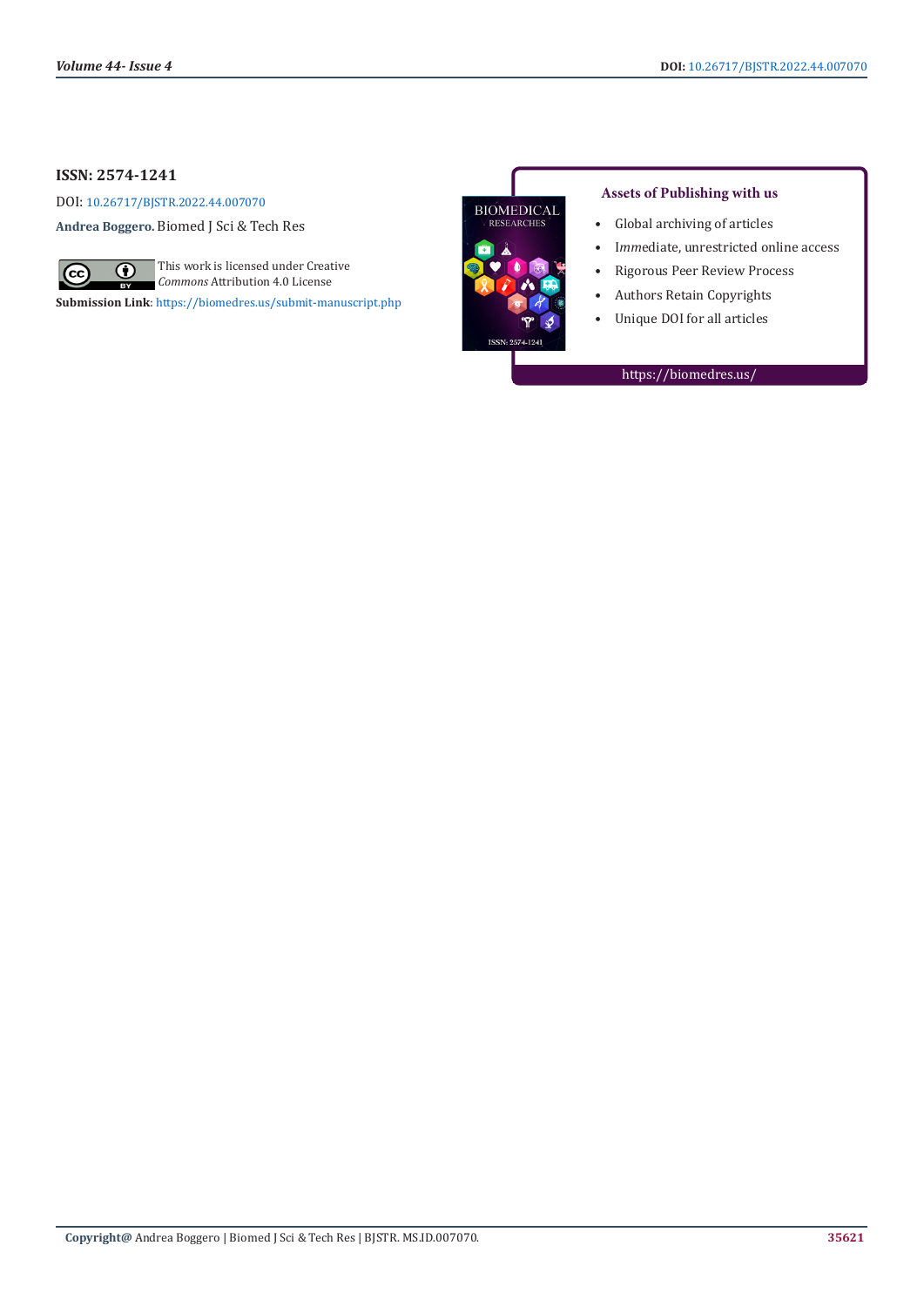**ISSN: 2574-1241**

DOI: 10.26717/BJSTR.2022.44.007070

**Andrea Boggero.** Biomed J Sci & Tech Res

This work is licensed under Creative *Commons* Attribution 4.0 License

**Submission Link**: https://biomedres.us/submit-manuscript.php

### Assets of Publishing with us

- Global archiving of articles
- Immediate, unrestricted online access
- Rigorous Peer Review Process
- Authors Retain Copyrights
- Unique DOI for all articles

https://biomedres.us/